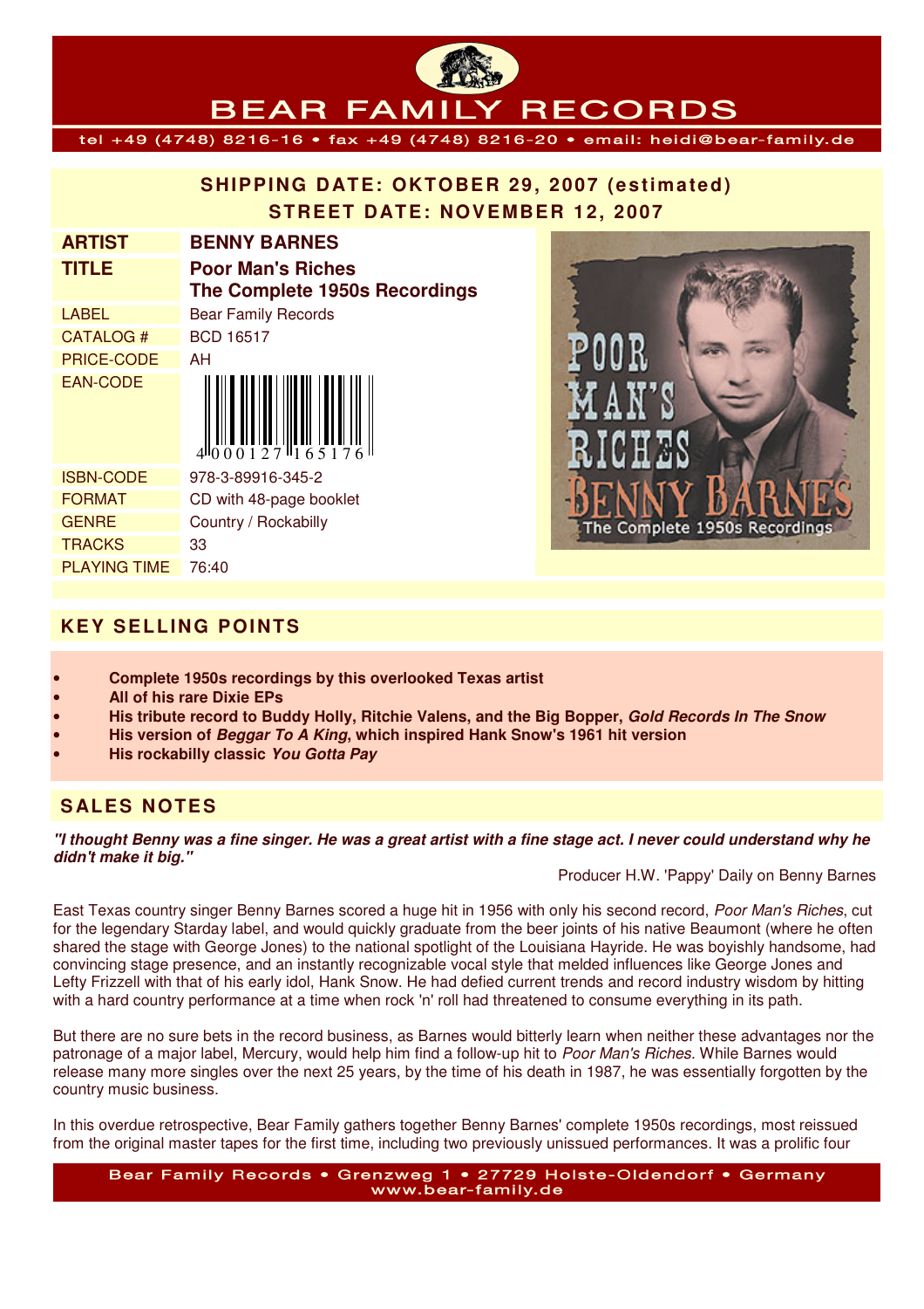# BEAR FAMILY RECORDS

tel +49 (4748) 8216-16 • fax +49 (4748) 8216-20 • email: heidi@bear-family.de

**SHIPPING DATE: OKTOBER 29, 2007 (estimated)**
**STREET DATE: NOVEMBER 12, 2007**

| | |
|---|---|
| **ARTIST** | **BENNY BARNES** |
| **TITLE** | **Poor Man's Riches**<br>**The Complete 1950s Recordings** |
| LABEL | Bear Family Records |
| CATALOG # | BCD 16517 |
| PRICE-CODE | AH |
| EAN-CODE | 4 000127 165176 |
| ISBN-CODE | 978-3-89916-345-2 |
| FORMAT | CD with 48-page booklet |
| GENRE | Country / Rockabilly |
| TRACKS | 33 |
| PLAYING TIME | 76:40 |

## KEY SELLING POINTS

- **Complete 1950s recordings by this overlooked Texas artist**
- **All of his rare Dixie EPs**
- **His tribute record to Buddy Holly, Ritchie Valens, and the Big Bopper, *Gold Records In The Snow***
- **His version of *Beggar To A King*, which inspired Hank Snow's 1961 hit version**
- **His rockabilly classic *You Gotta Pay***

## SALES NOTES

***"I thought Benny was a fine singer. He was a great artist with a fine stage act. I never could understand why he didn't make it big."***

Producer H.W. 'Pappy' Daily on Benny Barnes

East Texas country singer Benny Barnes scored a huge hit in 1956 with only his second record, *Poor Man's Riches*, cut for the legendary Starday label, and would quickly graduate from the beer joints of his native Beaumont (where he often shared the stage with George Jones) to the national spotlight of the Louisiana Hayride. He was boyishly handsome, had convincing stage presence, and an instantly recognizable vocal style that melded influences like George Jones and Lefty Frizzell with that of his early idol, Hank Snow. He had defied current trends and record industry wisdom by hitting with a hard country performance at a time when rock 'n' roll had threatened to consume everything in its path.

But there are no sure bets in the record business, as Barnes would bitterly learn when neither these advantages nor the patronage of a major label, Mercury, would help him find a follow-up hit to *Poor Man's Riches.* While Barnes would release many more singles over the next 25 years, by the time of his death in 1987, he was essentially forgotten by the country music business.

In this overdue retrospective, Bear Family gathers together Benny Barnes' complete 1950s recordings, most reissued from the original master tapes for the first time, including two previously unissued performances. It was a prolific four

Bear Family Records • Grenzweg 1 • 27729 Holste-Oldendorf • Germany
www.bear-family.de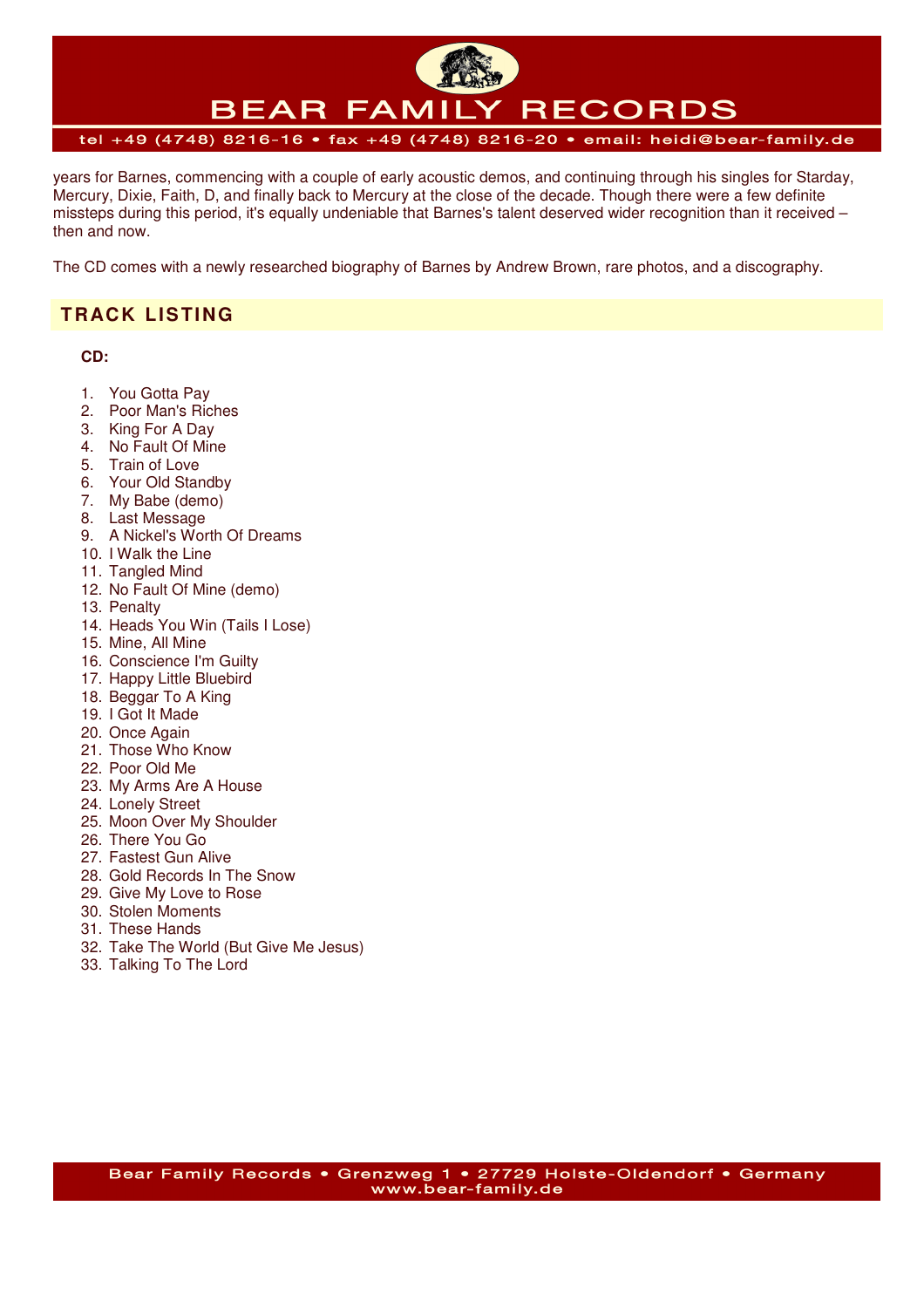years for Barnes, commencing with a couple of early acoustic demos, and continuing through his singles for Starday, Mercury, Dixie, Faith, D, and finally back to Mercury at the close of the decade. Though there were a few definite missteps during this period, it's equally undeniable that Barnes's talent deserved wider recognition than it received – then and now.

The CD comes with a newly researched biography of Barnes by Andrew Brown, rare photos, and a discography.

## TRACK LISTING

**CD:**

1. You Gotta Pay
2. Poor Man's Riches
3. King For A Day
4. No Fault Of Mine
5. Train of Love
6. Your Old Standby
7. My Babe (demo)
8. Last Message
9. A Nickel's Worth Of Dreams
10. I Walk the Line
11. Tangled Mind
12. No Fault Of Mine (demo)
13. Penalty
14. Heads You Win (Tails I Lose)
15. Mine, All Mine
16. Conscience I'm Guilty
17. Happy Little Bluebird
18. Beggar To A King
19. I Got It Made
20. Once Again
21. Those Who Know
22. Poor Old Me
23. My Arms Are A House
24. Lonely Street
25. Moon Over My Shoulder
26. There You Go
27. Fastest Gun Alive
28. Gold Records In The Snow
29. Give My Love to Rose
30. Stolen Moments
31. These Hands
32. Take The World (But Give Me Jesus)
33. Talking To The Lord